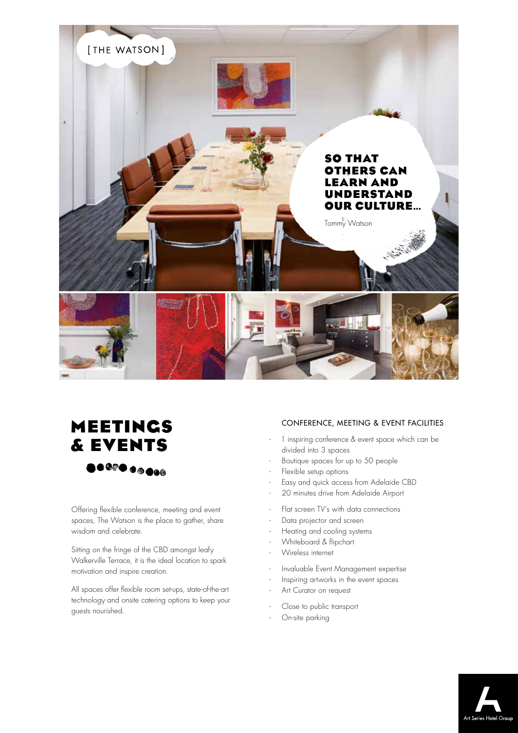[THE WATSON]

**SO THAT OTHERS CAN LEARN AND UNDERSTAND OUR CULTURE...**

Tommy Watson

# MEETINGS & EVENTS

Offering flexible conference, meeting and event spaces, The Watson is the place to gather, share wisdom and celebrate.

Sitting on the fringe of the CBD amongst leafy Walkerville Terrace, it is the ideal location to spark motivation and inspire creation.

All spaces offer flexible room set-ups, state-of-the-art technology and onsite catering options to keep your guests nourished.

## CONFERENCE, MEETING & EVENT FACILITIES

- 1 inspiring conference & event space which can be divided into 3 spaces
- Boutique spaces for up to 50 people
- Flexible setup options
- Easy and quick access from Adelaide CBD
- 20 minutes drive from Adelaide Airport

- Flat screen TV's with data connections
- Data projector and screen
- Heating and cooling systems
- Whiteboard & flipchart
- Wireless internet

- Invaluable Event Management expertise
- Inspiring artworks in the event spaces
- Art Curator on request

- Close to public transport
- On-site parking

Art Series Hotel Group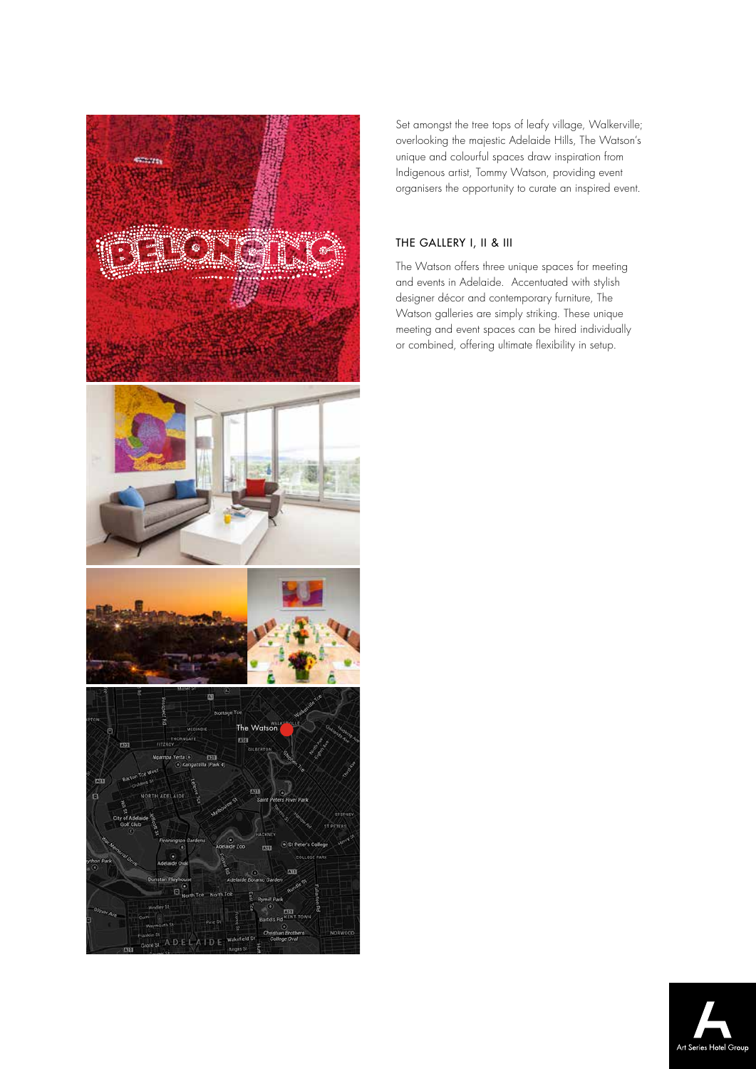Set amongst the tree tops of leafy village, Walkerville; overlooking the majestic Adelaide Hills, The Watson's unique and colourful spaces draw inspiration from Indigenous artist, Tommy Watson, providing event organisers the opportunity to curate an inspired event.

## THE GALLERY I, II & III

The Watson offers three unique spaces for meeting and events in Adelaide. Accentuated with stylish designer décor and contemporary furniture, The Watson galleries are simply striking. These unique meeting and event spaces can be hired individually or combined, offering ultimate flexibility in setup.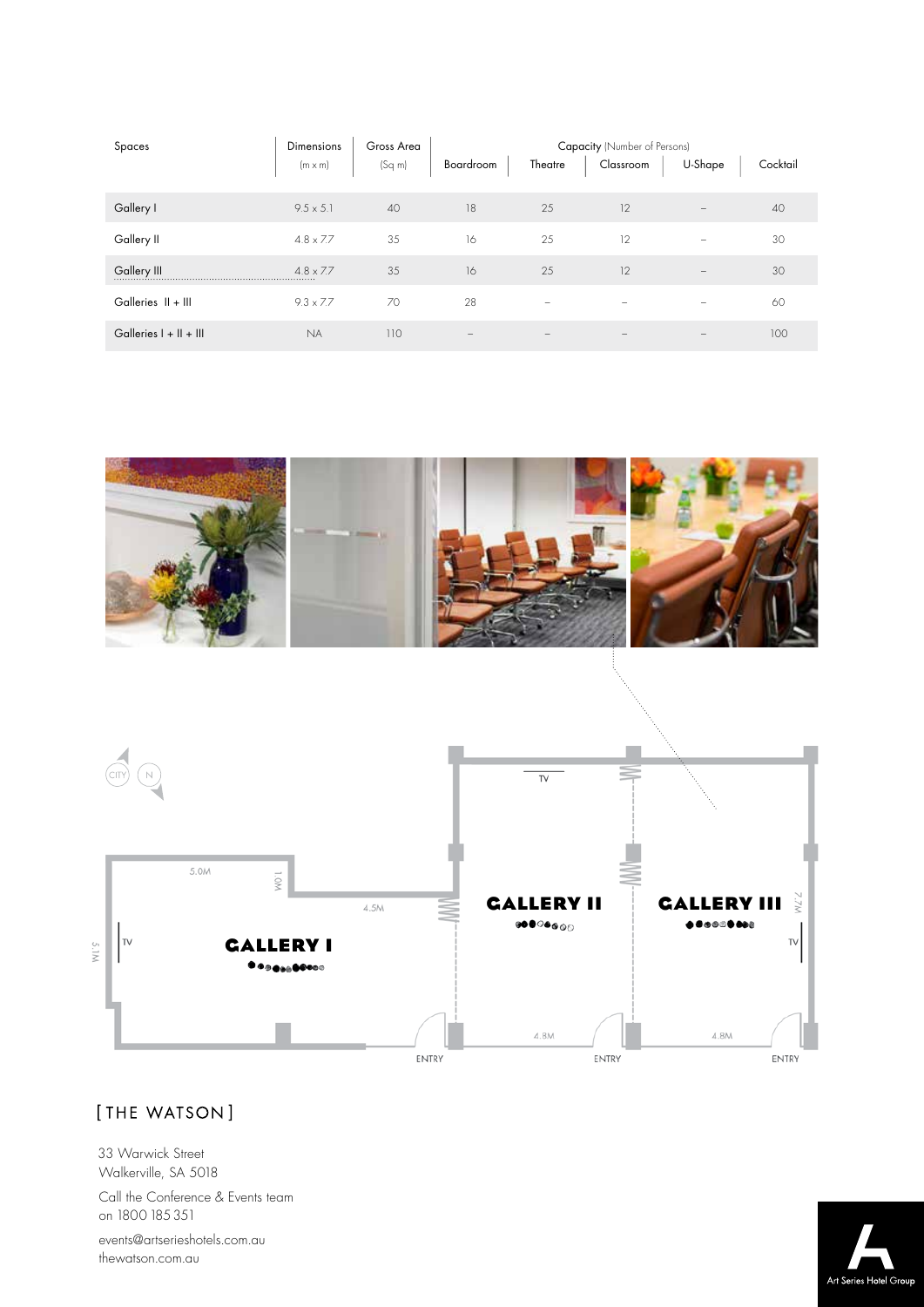| Spaces | Dimensions (m x m) | Gross Area (Sq m) | Capacity (Number of Persons) | | | | |
|---|---|---|---|---|---|---|---|
| | | | Boardroom | Theatre | Classroom | U-Shape | Cocktail |
| Gallery I | 9.5 x 5.1 | 40 | 18 | 25 | 12 | – | 40 |
| Gallery II | 4.8 x 7.7 | 35 | 16 | 25 | 12 | – | 30 |
| Gallery III | 4.8 x 7.7 | 35 | 16 | 25 | 12 | – | 30 |
| Galleries II + III | 9.3 x 7.7 | 70 | 28 | – | – | – | 60 |
| Galleries I + II + III | NA | 110 | – | – | – | – | 100 |

CITY N

GALLERY I

GALLERY II

GALLERY III

TV

5.0M 1.0M 4.5M 5.1M 4.8M 4.8M 7.7M

ENTRY ENTRY ENTRY

[ THE WATSON ]

33 Warwick Street
Walkerville, SA 5018

Call the Conference & Events team
on 1800 185 351

events@artserieshotels.com.au
thewatson.com.au

Art Series Hotel Group